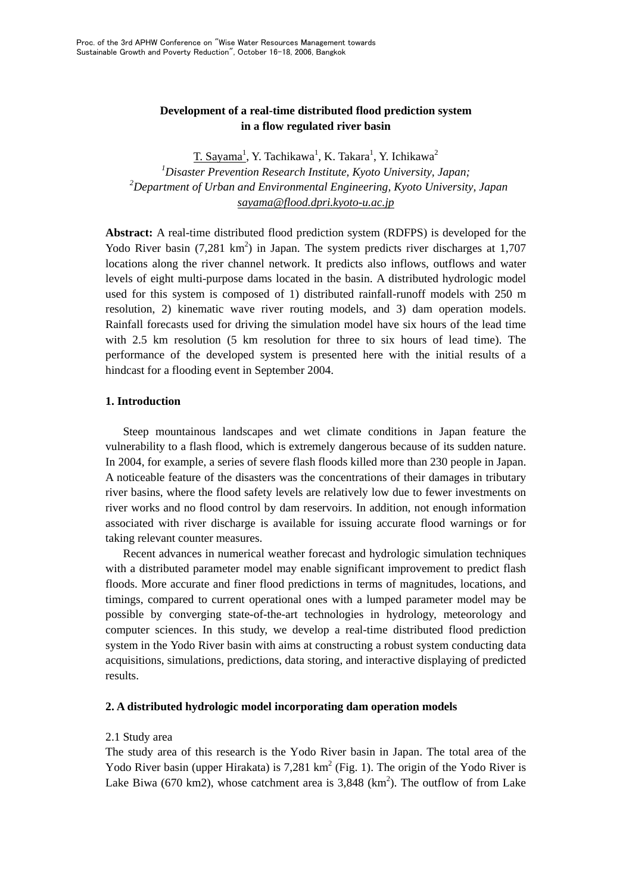# Development of a real-time distributed flood prediction system in a flow regulated river basin

T. Sayama[1], Y. Tachikawa[1], K. Takara[1], Y. Ichikawa[2]

[1]*Disaster Prevention Research Institute, Kyoto University, Japan;*
[2]*Department of Urban and Environmental Engineering, Kyoto University, Japan*
sayama@flood.dpri.kyoto-u.ac.jp

**Abstract:** A real-time distributed flood prediction system (RDFPS) is developed for the Yodo River basin (7,281 km$^2$) in Japan. The system predicts river discharges at 1,707 locations along the river channel network. It predicts also inflows, outflows and water levels of eight multi-purpose dams located in the basin. A distributed hydrologic model used for this system is composed of 1) distributed rainfall-runoff models with 250 m resolution, 2) kinematic wave river routing models, and 3) dam operation models. Rainfall forecasts used for driving the simulation model have six hours of the lead time with 2.5 km resolution (5 km resolution for three to six hours of lead time). The performance of the developed system is presented here with the initial results of a hindcast for a flooding event in September 2004.

## 1. Introduction

Steep mountainous landscapes and wet climate conditions in Japan feature the vulnerability to a flash flood, which is extremely dangerous because of its sudden nature. In 2004, for example, a series of severe flash floods killed more than 230 people in Japan. A noticeable feature of the disasters was the concentrations of their damages in tributary river basins, where the flood safety levels are relatively low due to fewer investments on river works and no flood control by dam reservoirs. In addition, not enough information associated with river discharge is available for issuing accurate flood warnings or for taking relevant counter measures.

Recent advances in numerical weather forecast and hydrologic simulation techniques with a distributed parameter model may enable significant improvement to predict flash floods. More accurate and finer flood predictions in terms of magnitudes, locations, and timings, compared to current operational ones with a lumped parameter model may be possible by converging state-of-the-art technologies in hydrology, meteorology and computer sciences. In this study, we develop a real-time distributed flood prediction system in the Yodo River basin with aims at constructing a robust system conducting data acquisitions, simulations, predictions, data storing, and interactive displaying of predicted results.

## 2. A distributed hydrologic model incorporating dam operation models

### 2.1 Study area

The study area of this research is the Yodo River basin in Japan. The total area of the Yodo River basin (upper Hirakata) is 7,281 km$^2$ (Fig. 1). The origin of the Yodo River is Lake Biwa (670 km2), whose catchment area is 3,848 (km$^2$). The outflow of from Lake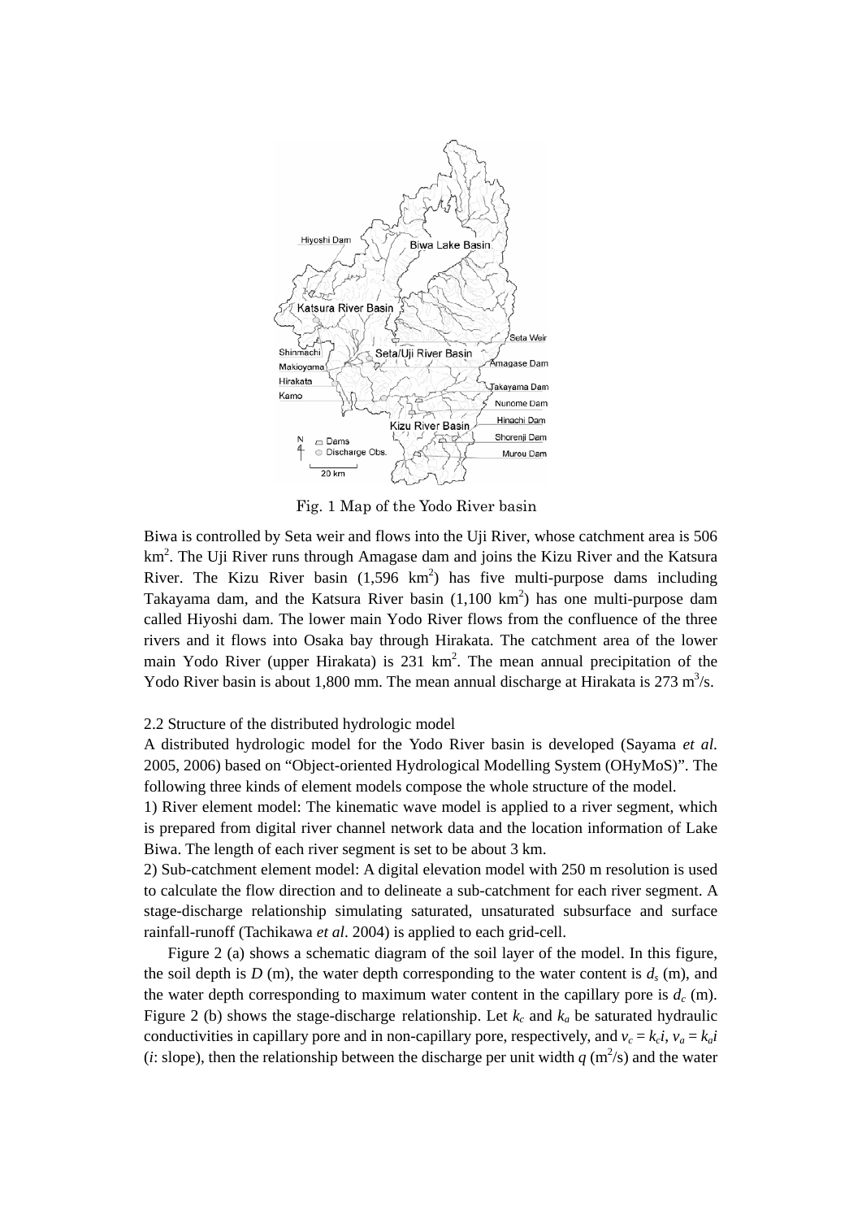Fig. 1 Map of the Yodo River basin

Biwa is controlled by Seta weir and flows into the Uji River, whose catchment area is 506 km$^2$. The Uji River runs through Amagase dam and joins the Kizu River and the Katsura River. The Kizu River basin (1,596 km$^2$) has five multi-purpose dams including Takayama dam, and the Katsura River basin (1,100 km$^2$) has one multi-purpose dam called Hiyoshi dam. The lower main Yodo River flows from the confluence of the three rivers and it flows into Osaka bay through Hirakata. The catchment area of the lower main Yodo River (upper Hirakata) is 231 km$^2$. The mean annual precipitation of the Yodo River basin is about 1,800 mm. The mean annual discharge at Hirakata is 273 m$^3$/s.

2.2 Structure of the distributed hydrologic model

A distributed hydrologic model for the Yodo River basin is developed (Sayama *et al*. 2005, 2006) based on “Object-oriented Hydrological Modelling System (OHyMoS)”. The following three kinds of element models compose the whole structure of the model.

1) River element model: The kinematic wave model is applied to a river segment, which is prepared from digital river channel network data and the location information of Lake Biwa. The length of each river segment is set to be about 3 km.

2) Sub-catchment element model: A digital elevation model with 250 m resolution is used to calculate the flow direction and to delineate a sub-catchment for each river segment. A stage-discharge relationship simulating saturated, unsaturated subsurface and surface rainfall-runoff (Tachikawa *et al*. 2004) is applied to each grid-cell.

Figure 2 (a) shows a schematic diagram of the soil layer of the model. In this figure, the soil depth is $D$ (m), the water depth corresponding to the water content is $d_s$ (m), and the water depth corresponding to maximum water content in the capillary pore is $d_c$ (m). Figure 2 (b) shows the stage-discharge relationship. Let $k_c$ and $k_a$ be saturated hydraulic conductivities in capillary pore and in non-capillary pore, respectively, and $v_c = k_c i$, $v_a = k_a i$ ($i$: slope), then the relationship between the discharge per unit width $q$ (m$^2$/s) and the water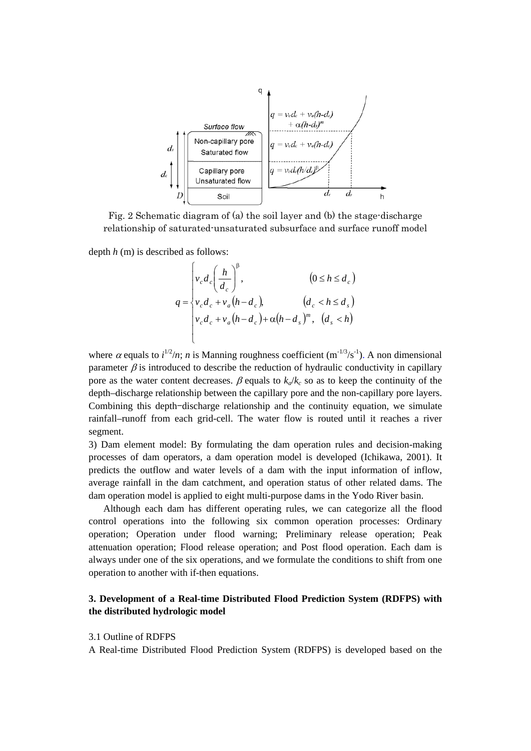Fig. 2 Schematic diagram of (a) the soil layer and (b) the stage-discharge relationship of saturated-unsaturated subsurface and surface runoff model

depth $h$ (m) is described as follows:

$$
q = \begin{cases} v_c d_c \left( \dfrac{h}{d_c} \right)^{\beta}, & (0 \le h \le d_c) \\ v_c d_c + v_a (h - d_c), & (d_c < h \le d_s) \\ v_c d_c + v_a (h - d_c) + \alpha (h - d_s)^m, & (d_s < h) \end{cases}
$$

where $\alpha$ equals to $i^{1/2}/n$; $n$ is Manning roughness coefficient ($\mathrm{m}^{-1/3}/\mathrm{s}^{-1}$). A non dimensional parameter $\beta$ is introduced to describe the reduction of hydraulic conductivity in capillary pore as the water content decreases. $\beta$ equals to $k_a/k_c$ so as to keep the continuity of the depth–discharge relationship between the capillary pore and the non-capillary pore layers. Combining this depth−discharge relationship and the continuity equation, we simulate rainfall–runoff from each grid-cell. The water flow is routed until it reaches a river segment.

3) Dam element model: By formulating the dam operation rules and decision-making processes of dam operators, a dam operation model is developed (Ichikawa, 2001). It predicts the outflow and water levels of a dam with the input information of inflow, average rainfall in the dam catchment, and operation status of other related dams. The dam operation model is applied to eight multi-purpose dams in the Yodo River basin.

Although each dam has different operating rules, we can categorize all the flood control operations into the following six common operation processes: Ordinary operation; Operation under flood warning; Preliminary release operation; Peak attenuation operation; Flood release operation; and Post flood operation. Each dam is always under one of the six operations, and we formulate the conditions to shift from one operation to another with if-then equations.

## 3. Development of a Real-time Distributed Flood Prediction System (RDFPS) with the distributed hydrologic model

### 3.1 Outline of RDFPS

A Real-time Distributed Flood Prediction System (RDFPS) is developed based on the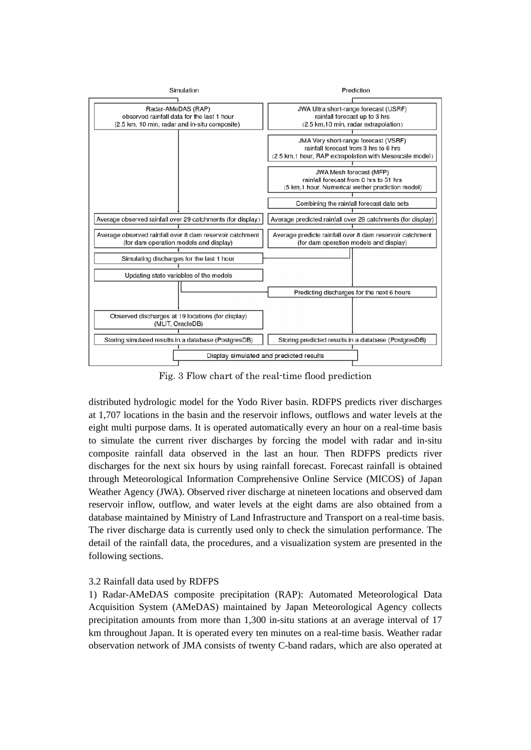**Simulation**

- Radar-AMeDAS (RAP) observed rainfall data for the last 1 hour (2.5 km, 10 min, radar and in-situ composite)
- Average observed rainfall over 29 catchments (for display)
- Average observed rainfall over 8 dam reservoir catchment (for dam operation models and display)
- Simulating discharges for the last 1 hour
- Updating state variables of the models
- Observed discharges at 19 locations (for display) (MLIT, OracleDB)
- Storing simulated results in a database (PostgresDB)

**Prediction**

- JWA Ultra short-range forecast (USRF) rainfall forecast up to 3 hrs (2.5 km,10 min, radar extrapolation)
- JMA Very short-range forecast (VSRF) rainfall forecast from 3 hrs to 6 hrs (2.5 km,1 hour, RAP extrapolation with Mesoscale model)
- JWA Mesh forecast (MFP) rainfall forecast from 0 hrs to 51 hrs (5 km,1 hour, Numerical wether prediction model)
- Combining the rainfall forecast data sets
- Average predicted rainfall over 29 catchments (for display)
- Average predicte rainfall over 8 dam reservoir catchment (for dam operation models and display)
- Predicting discharges for the next 6 hours
- Storing predicted results in a database (PostgresDB)

Display simulated and predicted results

Fig. 3 Flow chart of the real-time flood prediction

distributed hydrologic model for the Yodo River basin. RDFPS predicts river discharges at 1,707 locations in the basin and the reservoir inflows, outflows and water levels at the eight multi purpose dams. It is operated automatically every an hour on a real-time basis to simulate the current river discharges by forcing the model with radar and in-situ composite rainfall data observed in the last an hour. Then RDFPS predicts river discharges for the next six hours by using rainfall forecast. Forecast rainfall is obtained through Meteorological Information Comprehensive Online Service (MICOS) of Japan Weather Agency (JWA). Observed river discharge at nineteen locations and observed dam reservoir inflow, outflow, and water levels at the eight dams are also obtained from a database maintained by Ministry of Land Infrastructure and Transport on a real-time basis. The river discharge data is currently used only to check the simulation performance. The detail of the rainfall data, the procedures, and a visualization system are presented in the following sections.

### 3.2 Rainfall data used by RDFPS

1) Radar-AMeDAS composite precipitation (RAP): Automated Meteorological Data Acquisition System (AMeDAS) maintained by Japan Meteorological Agency collects precipitation amounts from more than 1,300 in-situ stations at an average interval of 17 km throughout Japan. It is operated every ten minutes on a real-time basis. Weather radar observation network of JMA consists of twenty C-band radars, which are also operated at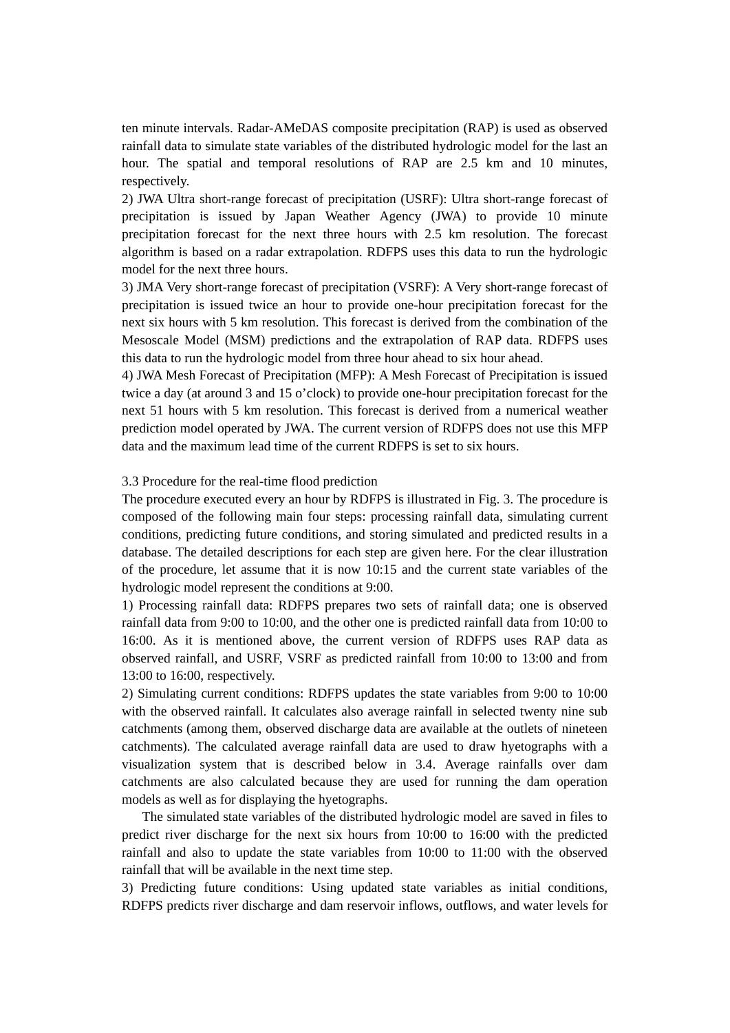ten minute intervals. Radar-AMeDAS composite precipitation (RAP) is used as observed rainfall data to simulate state variables of the distributed hydrologic model for the last an hour. The spatial and temporal resolutions of RAP are 2.5 km and 10 minutes, respectively.

2) JWA Ultra short-range forecast of precipitation (USRF): Ultra short-range forecast of precipitation is issued by Japan Weather Agency (JWA) to provide 10 minute precipitation forecast for the next three hours with 2.5 km resolution. The forecast algorithm is based on a radar extrapolation. RDFPS uses this data to run the hydrologic model for the next three hours.

3) JMA Very short-range forecast of precipitation (VSRF): A Very short-range forecast of precipitation is issued twice an hour to provide one-hour precipitation forecast for the next six hours with 5 km resolution. This forecast is derived from the combination of the Mesoscale Model (MSM) predictions and the extrapolation of RAP data. RDFPS uses this data to run the hydrologic model from three hour ahead to six hour ahead.

4) JWA Mesh Forecast of Precipitation (MFP): A Mesh Forecast of Precipitation is issued twice a day (at around 3 and 15 o'clock) to provide one-hour precipitation forecast for the next 51 hours with 5 km resolution. This forecast is derived from a numerical weather prediction model operated by JWA. The current version of RDFPS does not use this MFP data and the maximum lead time of the current RDFPS is set to six hours.

### 3.3 Procedure for the real-time flood prediction

The procedure executed every an hour by RDFPS is illustrated in Fig. 3. The procedure is composed of the following main four steps: processing rainfall data, simulating current conditions, predicting future conditions, and storing simulated and predicted results in a database. The detailed descriptions for each step are given here. For the clear illustration of the procedure, let assume that it is now 10:15 and the current state variables of the hydrologic model represent the conditions at 9:00.

1) Processing rainfall data: RDFPS prepares two sets of rainfall data; one is observed rainfall data from 9:00 to 10:00, and the other one is predicted rainfall data from 10:00 to 16:00. As it is mentioned above, the current version of RDFPS uses RAP data as observed rainfall, and USRF, VSRF as predicted rainfall from 10:00 to 13:00 and from 13:00 to 16:00, respectively.

2) Simulating current conditions: RDFPS updates the state variables from 9:00 to 10:00 with the observed rainfall. It calculates also average rainfall in selected twenty nine sub catchments (among them, observed discharge data are available at the outlets of nineteen catchments). The calculated average rainfall data are used to draw hyetographs with a visualization system that is described below in 3.4. Average rainfalls over dam catchments are also calculated because they are used for running the dam operation models as well as for displaying the hyetographs.

The simulated state variables of the distributed hydrologic model are saved in files to predict river discharge for the next six hours from 10:00 to 16:00 with the predicted rainfall and also to update the state variables from 10:00 to 11:00 with the observed rainfall that will be available in the next time step.

3) Predicting future conditions: Using updated state variables as initial conditions, RDFPS predicts river discharge and dam reservoir inflows, outflows, and water levels for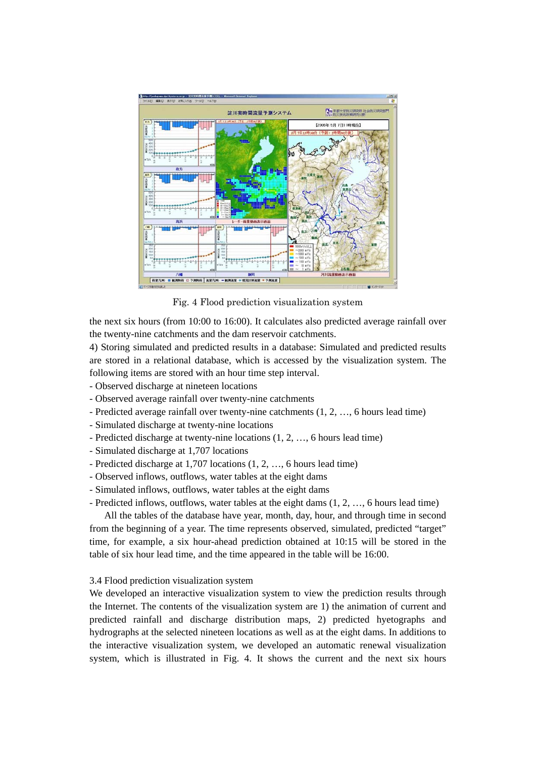Fig. 4 Flood prediction visualization system

the next six hours (from 10:00 to 16:00). It calculates also predicted average rainfall over the twenty-nine catchments and the dam reservoir catchments.

4) Storing simulated and predicted results in a database: Simulated and predicted results are stored in a relational database, which is accessed by the visualization system. The following items are stored with an hour time step interval.

- Observed discharge at nineteen locations
- Observed average rainfall over twenty-nine catchments
- Predicted average rainfall over twenty-nine catchments (1, 2, …, 6 hours lead time)
- Simulated discharge at twenty-nine locations
- Predicted discharge at twenty-nine locations (1, 2, …, 6 hours lead time)
- Simulated discharge at 1,707 locations
- Predicted discharge at 1,707 locations (1, 2, …, 6 hours lead time)
- Observed inflows, outflows, water tables at the eight dams
- Simulated inflows, outflows, water tables at the eight dams
- Predicted inflows, outflows, water tables at the eight dams (1, 2, …, 6 hours lead time)

All the tables of the database have year, month, day, hour, and through time in second from the beginning of a year. The time represents observed, simulated, predicted "target" time, for example, a six hour-ahead prediction obtained at 10:15 will be stored in the table of six hour lead time, and the time appeared in the table will be 16:00.

### 3.4 Flood prediction visualization system

We developed an interactive visualization system to view the prediction results through the Internet. The contents of the visualization system are 1) the animation of current and predicted rainfall and discharge distribution maps, 2) predicted hyetographs and hydrographs at the selected nineteen locations as well as at the eight dams. In additions to the interactive visualization system, we developed an automatic renewal visualization system, which is illustrated in Fig. 4. It shows the current and the next six hours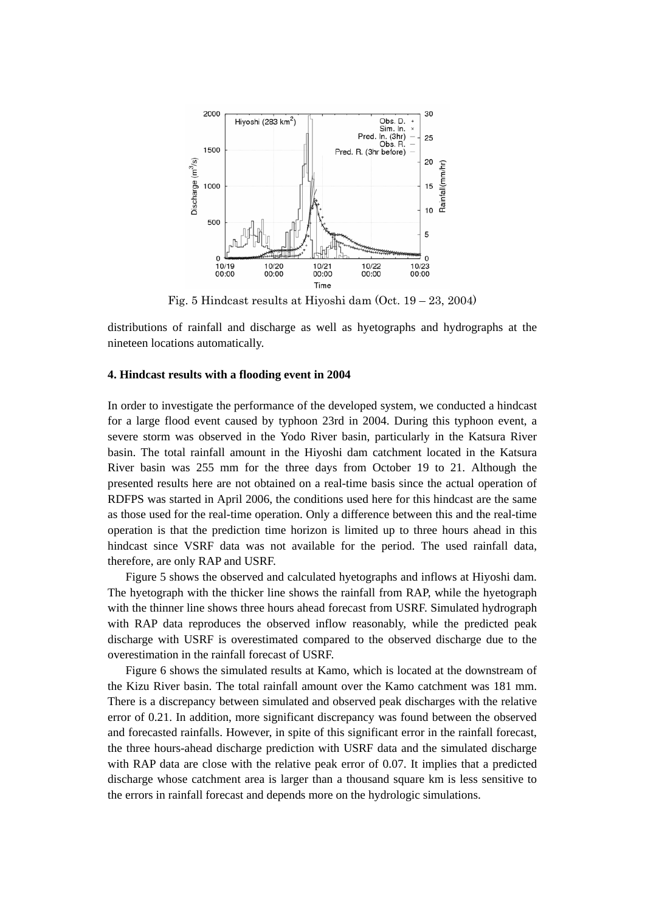Fig. 5 Hindcast results at Hiyoshi dam (Oct. 19 – 23, 2004)

distributions of rainfall and discharge as well as hyetographs and hydrographs at the nineteen locations automatically.

**4. Hindcast results with a flooding event in 2004**

In order to investigate the performance of the developed system, we conducted a hindcast for a large flood event caused by typhoon 23rd in 2004. During this typhoon event, a severe storm was observed in the Yodo River basin, particularly in the Katsura River basin. The total rainfall amount in the Hiyoshi dam catchment located in the Katsura River basin was 255 mm for the three days from October 19 to 21. Although the presented results here are not obtained on a real-time basis since the actual operation of RDFPS was started in April 2006, the conditions used here for this hindcast are the same as those used for the real-time operation. Only a difference between this and the real-time operation is that the prediction time horizon is limited up to three hours ahead in this hindcast since VSRF data was not available for the period. The used rainfall data, therefore, are only RAP and USRF.

Figure 5 shows the observed and calculated hyetographs and inflows at Hiyoshi dam. The hyetograph with the thicker line shows the rainfall from RAP, while the hyetograph with the thinner line shows three hours ahead forecast from USRF. Simulated hydrograph with RAP data reproduces the observed inflow reasonably, while the predicted peak discharge with USRF is overestimated compared to the observed discharge due to the overestimation in the rainfall forecast of USRF.

Figure 6 shows the simulated results at Kamo, which is located at the downstream of the Kizu River basin. The total rainfall amount over the Kamo catchment was 181 mm. There is a discrepancy between simulated and observed peak discharges with the relative error of 0.21. In addition, more significant discrepancy was found between the observed and forecasted rainfalls. However, in spite of this significant error in the rainfall forecast, the three hours-ahead discharge prediction with USRF data and the simulated discharge with RAP data are close with the relative peak error of 0.07. It implies that a predicted discharge whose catchment area is larger than a thousand square km is less sensitive to the errors in rainfall forecast and depends more on the hydrologic simulations.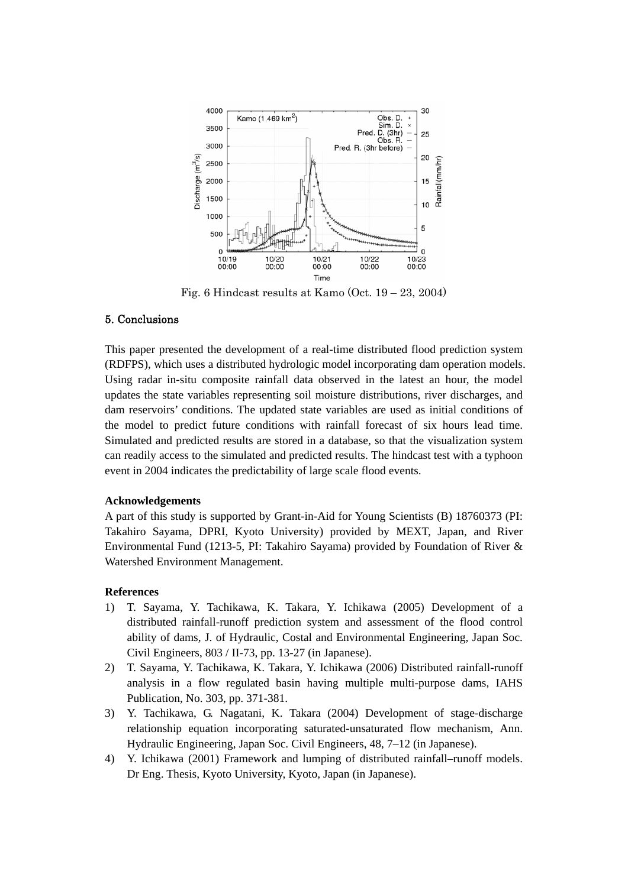Kamo (1,469 km$^2$)

Obs. D.
Sim. D.
Pred. D. (3hr)
Obs. R.
Pred. R. (3hr before)

Discharge (m$^3$/s)

Rainfall(mm/hr)

4000
3500
3000
2500
2000
1500
1000
500
0

30
25
20
15
10
5
0

10/19 00:00
10/20 00:00
10/21 00:00
10/22 00:00
10/23 00:00

Time

Fig. 6 Hindcast results at Kamo (Oct. 19 – 23, 2004)

## 5. Conclusions

This paper presented the development of a real-time distributed flood prediction system (RDFPS), which uses a distributed hydrologic model incorporating dam operation models. Using radar in-situ composite rainfall data observed in the latest an hour, the model updates the state variables representing soil moisture distributions, river discharges, and dam reservoirs' conditions. The updated state variables are used as initial conditions of the model to predict future conditions with rainfall forecast of six hours lead time. Simulated and predicted results are stored in a database, so that the visualization system can readily access to the simulated and predicted results. The hindcast test with a typhoon event in 2004 indicates the predictability of large scale flood events.

**Acknowledgements**

A part of this study is supported by Grant-in-Aid for Young Scientists (B) 18760373 (PI: Takahiro Sayama, DPRI, Kyoto University) provided by MEXT, Japan, and River Environmental Fund (1213-5, PI: Takahiro Sayama) provided by Foundation of River & Watershed Environment Management.

**References**

1) T. Sayama, Y. Tachikawa, K. Takara, Y. Ichikawa (2005) Development of a distributed rainfall-runoff prediction system and assessment of the flood control ability of dams, J. of Hydraulic, Costal and Environmental Engineering, Japan Soc. Civil Engineers, 803 / II-73, pp. 13-27 (in Japanese).
2) T. Sayama, Y. Tachikawa, K. Takara, Y. Ichikawa (2006) Distributed rainfall-runoff analysis in a flow regulated basin having multiple multi-purpose dams, IAHS Publication, No. 303, pp. 371-381.
3) Y. Tachikawa, G. Nagatani, K. Takara (2004) Development of stage-discharge relationship equation incorporating saturated-unsaturated flow mechanism, Ann. Hydraulic Engineering, Japan Soc. Civil Engineers, 48, 7–12 (in Japanese).
4) Y. Ichikawa (2001) Framework and lumping of distributed rainfall–runoff models. Dr Eng. Thesis, Kyoto University, Kyoto, Japan (in Japanese).